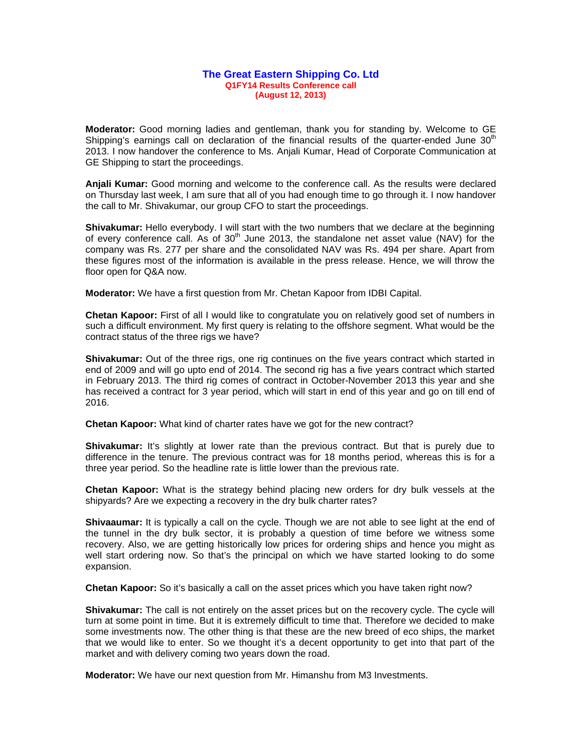# The Great Eastern Shipping Co. Ltd

**Q1FY14 Results Conference call**

**(August 12, 2013)**

**Moderator:** Good morning ladies and gentleman, thank you for standing by. Welcome to GE Shipping's earnings call on declaration of the financial results of the quarter-ended June 30th 2013. I now handover the conference to Ms. Anjali Kumar, Head of Corporate Communication at GE Shipping to start the proceedings.

**Anjali Kumar:** Good morning and welcome to the conference call. As the results were declared on Thursday last week, I am sure that all of you had enough time to go through it. I now handover the call to Mr. Shivakumar, our group CFO to start the proceedings.

**Shivakumar:** Hello everybody. I will start with the two numbers that we declare at the beginning of every conference call. As of 30th June 2013, the standalone net asset value (NAV) for the company was Rs. 277 per share and the consolidated NAV was Rs. 494 per share. Apart from these figures most of the information is available in the press release. Hence, we will throw the floor open for Q&A now.

**Moderator:** We have a first question from Mr. Chetan Kapoor from IDBI Capital.

**Chetan Kapoor:** First of all I would like to congratulate you on relatively good set of numbers in such a difficult environment. My first query is relating to the offshore segment. What would be the contract status of the three rigs we have?

**Shivakumar:** Out of the three rigs, one rig continues on the five years contract which started in end of 2009 and will go upto end of 2014. The second rig has a five years contract which started in February 2013. The third rig comes of contract in October-November 2013 this year and she has received a contract for 3 year period, which will start in end of this year and go on till end of 2016.

**Chetan Kapoor:** What kind of charter rates have we got for the new contract?

**Shivakumar:** It's slightly at lower rate than the previous contract. But that is purely due to difference in the tenure. The previous contract was for 18 months period, whereas this is for a three year period. So the headline rate is little lower than the previous rate.

**Chetan Kapoor:** What is the strategy behind placing new orders for dry bulk vessels at the shipyards? Are we expecting a recovery in the dry bulk charter rates?

**Shivaaumar:** It is typically a call on the cycle. Though we are not able to see light at the end of the tunnel in the dry bulk sector, it is probably a question of time before we witness some recovery. Also, we are getting historically low prices for ordering ships and hence you might as well start ordering now. So that's the principal on which we have started looking to do some expansion.

**Chetan Kapoor:** So it's basically a call on the asset prices which you have taken right now?

**Shivakumar:** The call is not entirely on the asset prices but on the recovery cycle. The cycle will turn at some point in time. But it is extremely difficult to time that. Therefore we decided to make some investments now. The other thing is that these are the new breed of eco ships, the market that we would like to enter. So we thought it's a decent opportunity to get into that part of the market and with delivery coming two years down the road.

**Moderator:** We have our next question from Mr. Himanshu from M3 Investments.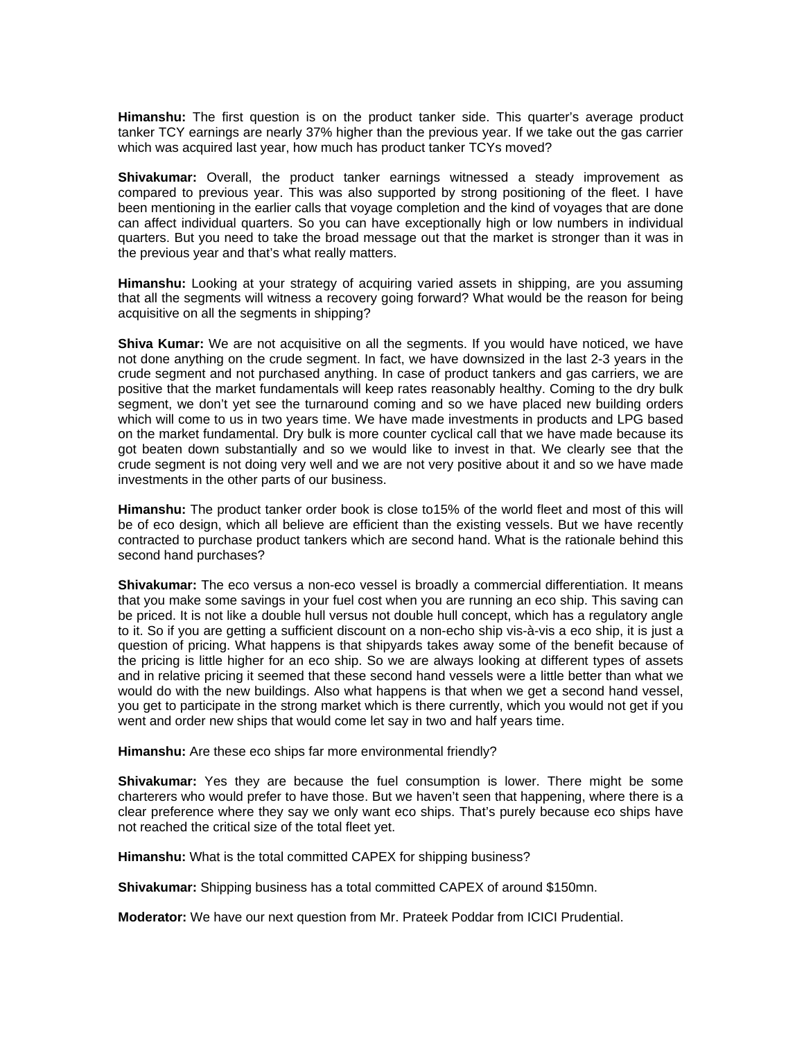**Himanshu:** The first question is on the product tanker side. This quarter's average product tanker TCY earnings are nearly 37% higher than the previous year. If we take out the gas carrier which was acquired last year, how much has product tanker TCYs moved?

**Shivakumar:** Overall, the product tanker earnings witnessed a steady improvement as compared to previous year. This was also supported by strong positioning of the fleet. I have been mentioning in the earlier calls that voyage completion and the kind of voyages that are done can affect individual quarters. So you can have exceptionally high or low numbers in individual quarters. But you need to take the broad message out that the market is stronger than it was in the previous year and that's what really matters.

**Himanshu:** Looking at your strategy of acquiring varied assets in shipping, are you assuming that all the segments will witness a recovery going forward? What would be the reason for being acquisitive on all the segments in shipping?

**Shiva Kumar:** We are not acquisitive on all the segments. If you would have noticed, we have not done anything on the crude segment. In fact, we have downsized in the last 2-3 years in the crude segment and not purchased anything. In case of product tankers and gas carriers, we are positive that the market fundamentals will keep rates reasonably healthy. Coming to the dry bulk segment, we don't yet see the turnaround coming and so we have placed new building orders which will come to us in two years time. We have made investments in products and LPG based on the market fundamental. Dry bulk is more counter cyclical call that we have made because its got beaten down substantially and so we would like to invest in that. We clearly see that the crude segment is not doing very well and we are not very positive about it and so we have made investments in the other parts of our business.

**Himanshu:** The product tanker order book is close to15% of the world fleet and most of this will be of eco design, which all believe are efficient than the existing vessels. But we have recently contracted to purchase product tankers which are second hand. What is the rationale behind this second hand purchases?

**Shivakumar:** The eco versus a non-eco vessel is broadly a commercial differentiation. It means that you make some savings in your fuel cost when you are running an eco ship. This saving can be priced. It is not like a double hull versus not double hull concept, which has a regulatory angle to it. So if you are getting a sufficient discount on a non-echo ship vis-à-vis a eco ship, it is just a question of pricing. What happens is that shipyards takes away some of the benefit because of the pricing is little higher for an eco ship. So we are always looking at different types of assets and in relative pricing it seemed that these second hand vessels were a little better than what we would do with the new buildings. Also what happens is that when we get a second hand vessel, you get to participate in the strong market which is there currently, which you would not get if you went and order new ships that would come let say in two and half years time.

**Himanshu:** Are these eco ships far more environmental friendly?

**Shivakumar:** Yes they are because the fuel consumption is lower. There might be some charterers who would prefer to have those. But we haven't seen that happening, where there is a clear preference where they say we only want eco ships. That's purely because eco ships have not reached the critical size of the total fleet yet.

**Himanshu:** What is the total committed CAPEX for shipping business?

**Shivakumar:** Shipping business has a total committed CAPEX of around $150mn.

**Moderator:** We have our next question from Mr. Prateek Poddar from ICICI Prudential.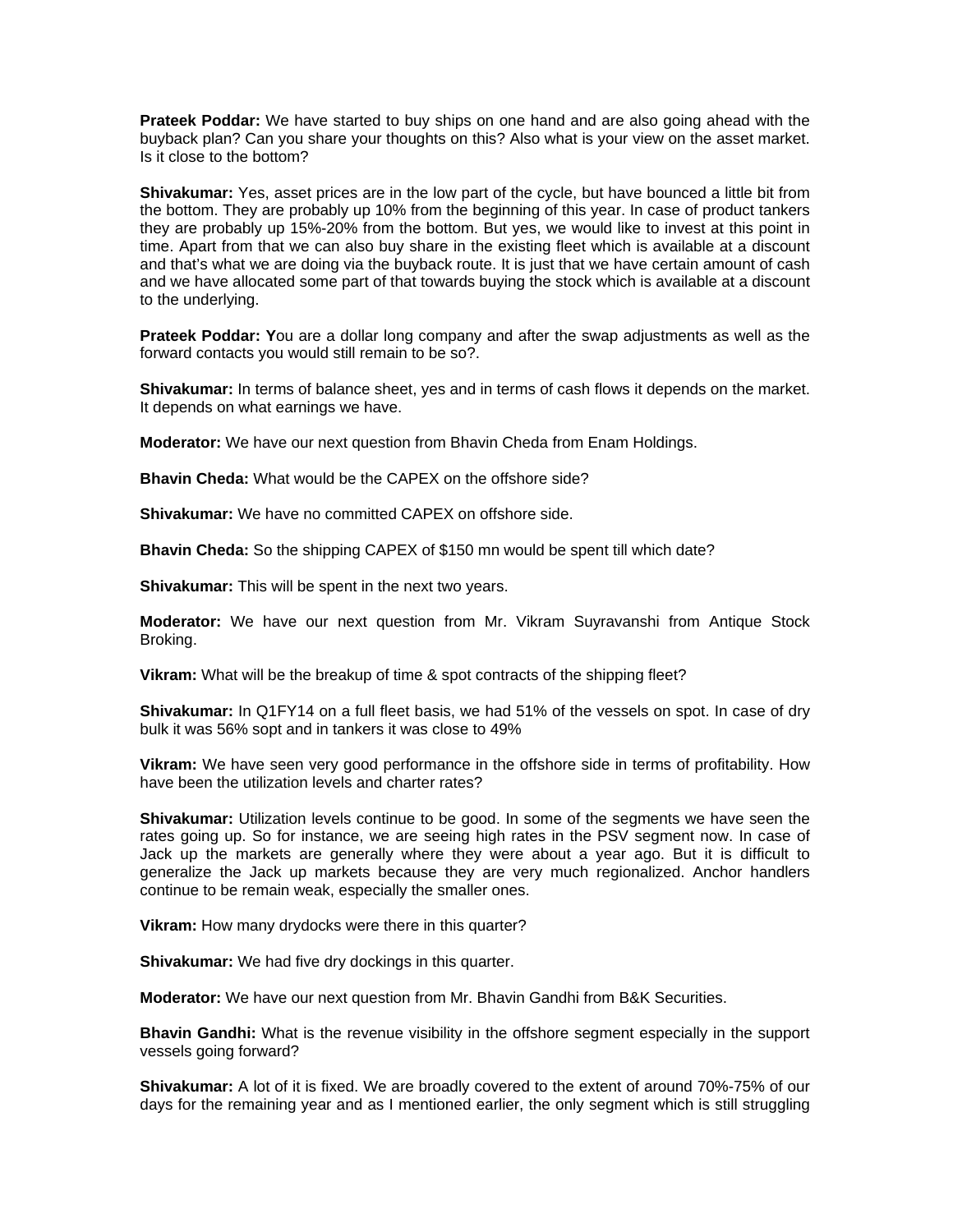**Prateek Poddar:** We have started to buy ships on one hand and are also going ahead with the buyback plan? Can you share your thoughts on this? Also what is your view on the asset market. Is it close to the bottom?

**Shivakumar:** Yes, asset prices are in the low part of the cycle, but have bounced a little bit from the bottom. They are probably up 10% from the beginning of this year. In case of product tankers they are probably up 15%-20% from the bottom. But yes, we would like to invest at this point in time. Apart from that we can also buy share in the existing fleet which is available at a discount and that's what we are doing via the buyback route. It is just that we have certain amount of cash and we have allocated some part of that towards buying the stock which is available at a discount to the underlying.

**Prateek Poddar: Y**ou are a dollar long company and after the swap adjustments as well as the forward contacts you would still remain to be so?.

**Shivakumar:** In terms of balance sheet, yes and in terms of cash flows it depends on the market. It depends on what earnings we have.

**Moderator:** We have our next question from Bhavin Cheda from Enam Holdings.

**Bhavin Cheda:** What would be the CAPEX on the offshore side?

**Shivakumar:** We have no committed CAPEX on offshore side.

**Bhavin Cheda:** So the shipping CAPEX of $150 mn would be spent till which date?

**Shivakumar:** This will be spent in the next two years.

**Moderator:** We have our next question from Mr. Vikram Suyravanshi from Antique Stock Broking.

**Vikram:** What will be the breakup of time & spot contracts of the shipping fleet?

**Shivakumar:** In Q1FY14 on a full fleet basis, we had 51% of the vessels on spot. In case of dry bulk it was 56% sopt and in tankers it was close to 49%

**Vikram:** We have seen very good performance in the offshore side in terms of profitability. How have been the utilization levels and charter rates?

**Shivakumar:** Utilization levels continue to be good. In some of the segments we have seen the rates going up. So for instance, we are seeing high rates in the PSV segment now. In case of Jack up the markets are generally where they were about a year ago. But it is difficult to generalize the Jack up markets because they are very much regionalized. Anchor handlers continue to be remain weak, especially the smaller ones.

**Vikram:** How many drydocks were there in this quarter?

**Shivakumar:** We had five dry dockings in this quarter.

**Moderator:** We have our next question from Mr. Bhavin Gandhi from B&K Securities.

**Bhavin Gandhi:** What is the revenue visibility in the offshore segment especially in the support vessels going forward?

**Shivakumar:** A lot of it is fixed. We are broadly covered to the extent of around 70%-75% of our days for the remaining year and as I mentioned earlier, the only segment which is still struggling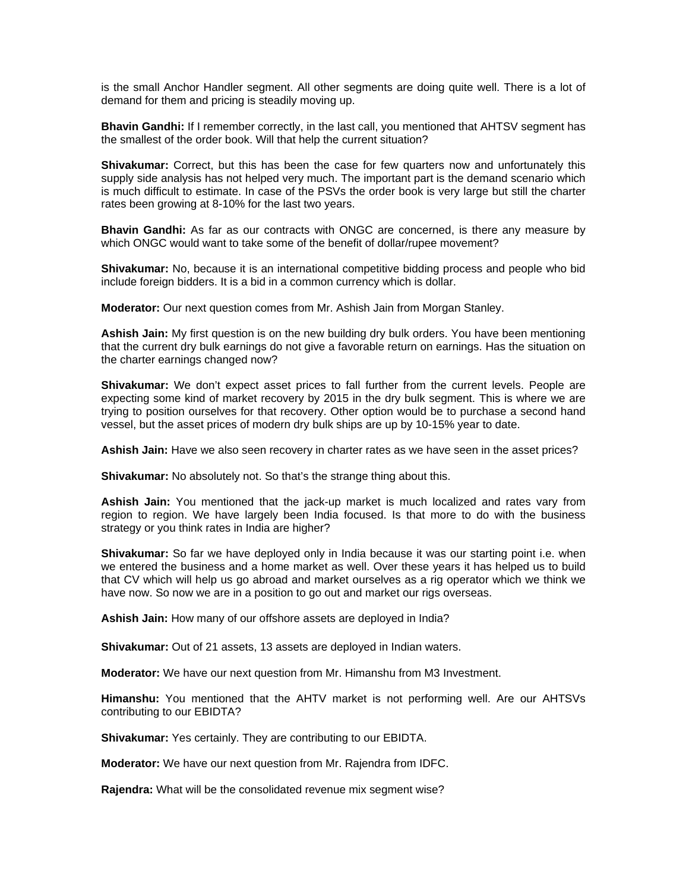is the small Anchor Handler segment. All other segments are doing quite well. There is a lot of demand for them and pricing is steadily moving up.

**Bhavin Gandhi:** If I remember correctly, in the last call, you mentioned that AHTSV segment has the smallest of the order book. Will that help the current situation?

**Shivakumar:** Correct, but this has been the case for few quarters now and unfortunately this supply side analysis has not helped very much. The important part is the demand scenario which is much difficult to estimate. In case of the PSVs the order book is very large but still the charter rates been growing at 8-10% for the last two years.

**Bhavin Gandhi:** As far as our contracts with ONGC are concerned, is there any measure by which ONGC would want to take some of the benefit of dollar/rupee movement?

**Shivakumar:** No, because it is an international competitive bidding process and people who bid include foreign bidders. It is a bid in a common currency which is dollar.

**Moderator:** Our next question comes from Mr. Ashish Jain from Morgan Stanley.

**Ashish Jain:** My first question is on the new building dry bulk orders. You have been mentioning that the current dry bulk earnings do not give a favorable return on earnings. Has the situation on the charter earnings changed now?

**Shivakumar:** We don't expect asset prices to fall further from the current levels. People are expecting some kind of market recovery by 2015 in the dry bulk segment. This is where we are trying to position ourselves for that recovery. Other option would be to purchase a second hand vessel, but the asset prices of modern dry bulk ships are up by 10-15% year to date.

**Ashish Jain:** Have we also seen recovery in charter rates as we have seen in the asset prices?

**Shivakumar:** No absolutely not. So that's the strange thing about this.

**Ashish Jain:** You mentioned that the jack-up market is much localized and rates vary from region to region. We have largely been India focused. Is that more to do with the business strategy or you think rates in India are higher?

**Shivakumar:** So far we have deployed only in India because it was our starting point i.e. when we entered the business and a home market as well. Over these years it has helped us to build that CV which will help us go abroad and market ourselves as a rig operator which we think we have now. So now we are in a position to go out and market our rigs overseas.

**Ashish Jain:** How many of our offshore assets are deployed in India?

**Shivakumar:** Out of 21 assets, 13 assets are deployed in Indian waters.

**Moderator:** We have our next question from Mr. Himanshu from M3 Investment.

**Himanshu:** You mentioned that the AHTV market is not performing well. Are our AHTSVs contributing to our EBIDTA?

**Shivakumar:** Yes certainly. They are contributing to our EBIDTA.

**Moderator:** We have our next question from Mr. Rajendra from IDFC.

**Rajendra:** What will be the consolidated revenue mix segment wise?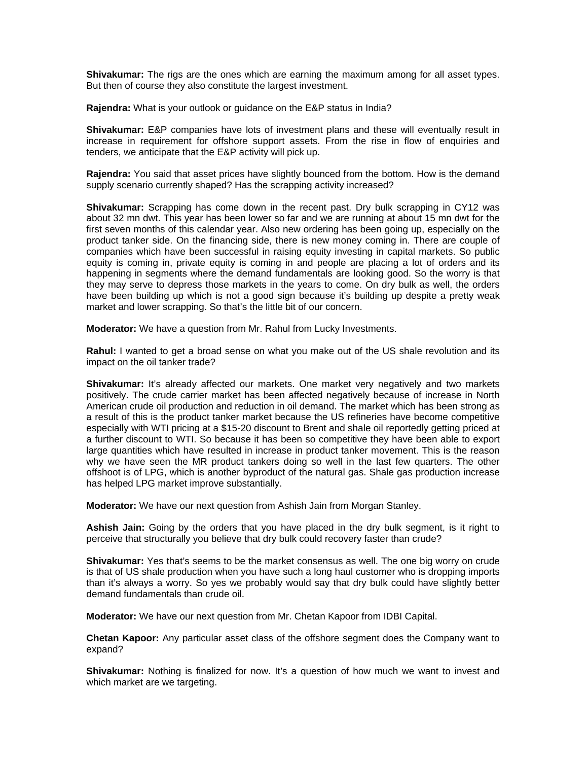**Shivakumar:** The rigs are the ones which are earning the maximum among for all asset types. But then of course they also constitute the largest investment.

**Rajendra:** What is your outlook or guidance on the E&P status in India?

**Shivakumar:** E&P companies have lots of investment plans and these will eventually result in increase in requirement for offshore support assets. From the rise in flow of enquiries and tenders, we anticipate that the E&P activity will pick up.

**Rajendra:** You said that asset prices have slightly bounced from the bottom. How is the demand supply scenario currently shaped? Has the scrapping activity increased?

**Shivakumar:** Scrapping has come down in the recent past. Dry bulk scrapping in CY12 was about 32 mn dwt. This year has been lower so far and we are running at about 15 mn dwt for the first seven months of this calendar year. Also new ordering has been going up, especially on the product tanker side. On the financing side, there is new money coming in. There are couple of companies which have been successful in raising equity investing in capital markets. So public equity is coming in, private equity is coming in and people are placing a lot of orders and its happening in segments where the demand fundamentals are looking good. So the worry is that they may serve to depress those markets in the years to come. On dry bulk as well, the orders have been building up which is not a good sign because it's building up despite a pretty weak market and lower scrapping. So that's the little bit of our concern.

**Moderator:** We have a question from Mr. Rahul from Lucky Investments.

**Rahul:** I wanted to get a broad sense on what you make out of the US shale revolution and its impact on the oil tanker trade?

**Shivakumar:** It's already affected our markets. One market very negatively and two markets positively. The crude carrier market has been affected negatively because of increase in North American crude oil production and reduction in oil demand. The market which has been strong as a result of this is the product tanker market because the US refineries have become competitive especially with WTI pricing at a $15-20 discount to Brent and shale oil reportedly getting priced at a further discount to WTI. So because it has been so competitive they have been able to export large quantities which have resulted in increase in product tanker movement. This is the reason why we have seen the MR product tankers doing so well in the last few quarters. The other offshoot is of LPG, which is another byproduct of the natural gas. Shale gas production increase has helped LPG market improve substantially.

**Moderator:** We have our next question from Ashish Jain from Morgan Stanley.

**Ashish Jain:** Going by the orders that you have placed in the dry bulk segment, is it right to perceive that structurally you believe that dry bulk could recovery faster than crude?

**Shivakumar:** Yes that's seems to be the market consensus as well. The one big worry on crude is that of US shale production when you have such a long haul customer who is dropping imports than it's always a worry. So yes we probably would say that dry bulk could have slightly better demand fundamentals than crude oil.

**Moderator:** We have our next question from Mr. Chetan Kapoor from IDBI Capital.

**Chetan Kapoor:** Any particular asset class of the offshore segment does the Company want to expand?

**Shivakumar:** Nothing is finalized for now. It's a question of how much we want to invest and which market are we targeting.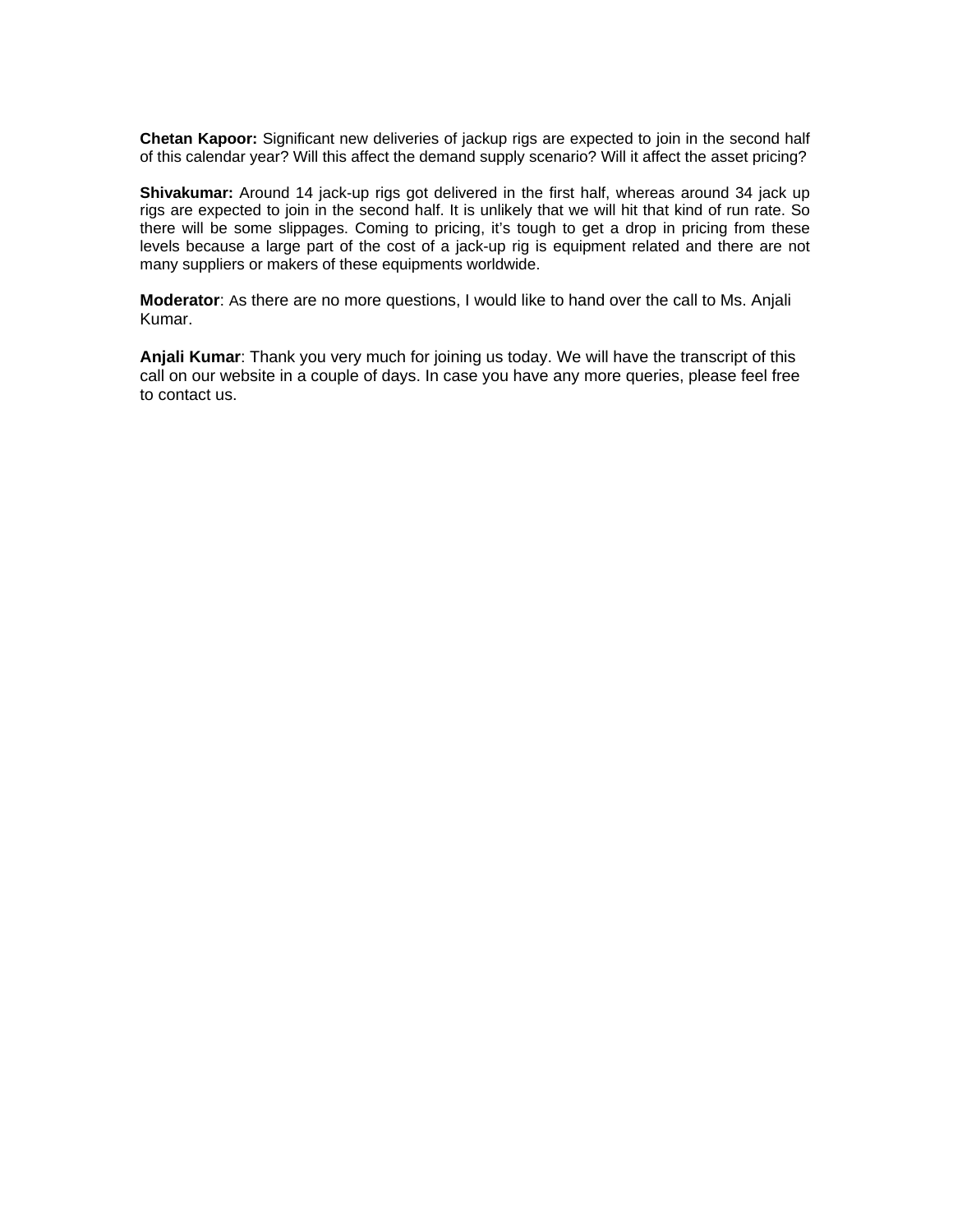**Chetan Kapoor:** Significant new deliveries of jackup rigs are expected to join in the second half of this calendar year? Will this affect the demand supply scenario? Will it affect the asset pricing?

**Shivakumar:** Around 14 jack-up rigs got delivered in the first half, whereas around 34 jack up rigs are expected to join in the second half. It is unlikely that we will hit that kind of run rate. So there will be some slippages. Coming to pricing, it's tough to get a drop in pricing from these levels because a large part of the cost of a jack-up rig is equipment related and there are not many suppliers or makers of these equipments worldwide.

**Moderator**: As there are no more questions, I would like to hand over the call to Ms. Anjali Kumar.

**Anjali Kumar**: Thank you very much for joining us today. We will have the transcript of this call on our website in a couple of days. In case you have any more queries, please feel free to contact us.